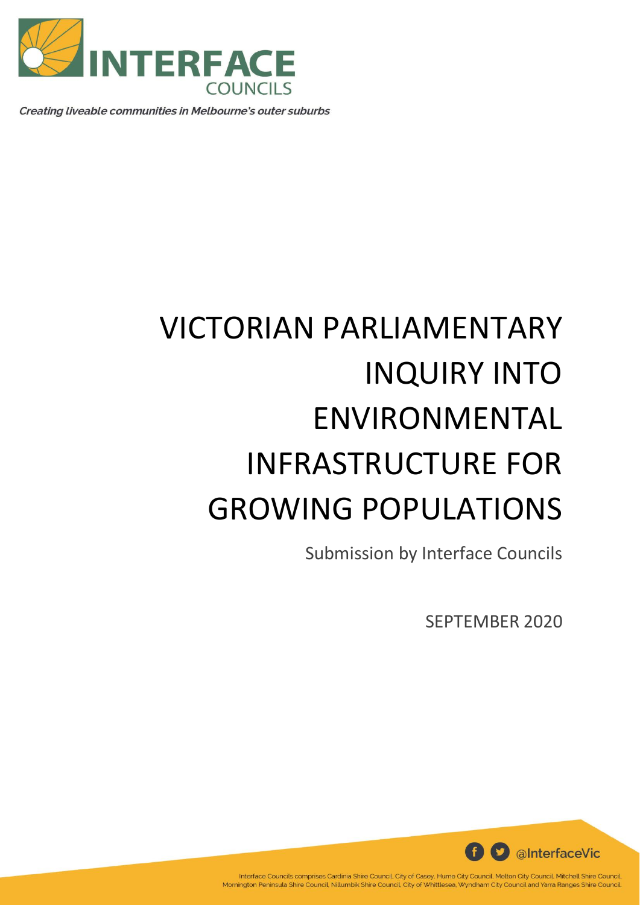INTERFACE COUNCILS

*Creating liveable communities in Melbourne's outer suburbs*

# VICTORIAN PARLIAMENTARY INQUIRY INTO ENVIRONMENTAL INFRASTRUCTURE FOR GROWING POPULATIONS

Submission by Interface Councils

SEPTEMBER 2020

@InterfaceVic

Interface Councils comprises Cardinia Shire Council, City of Casey, Hume City Council, Melton City Council, Mitchell Shire Council, Mornington Peninsula Shire Council, Nillumbik Shire Council, City of Whittlesea, Wyndham City Council and Yarra Ranges Shire Council.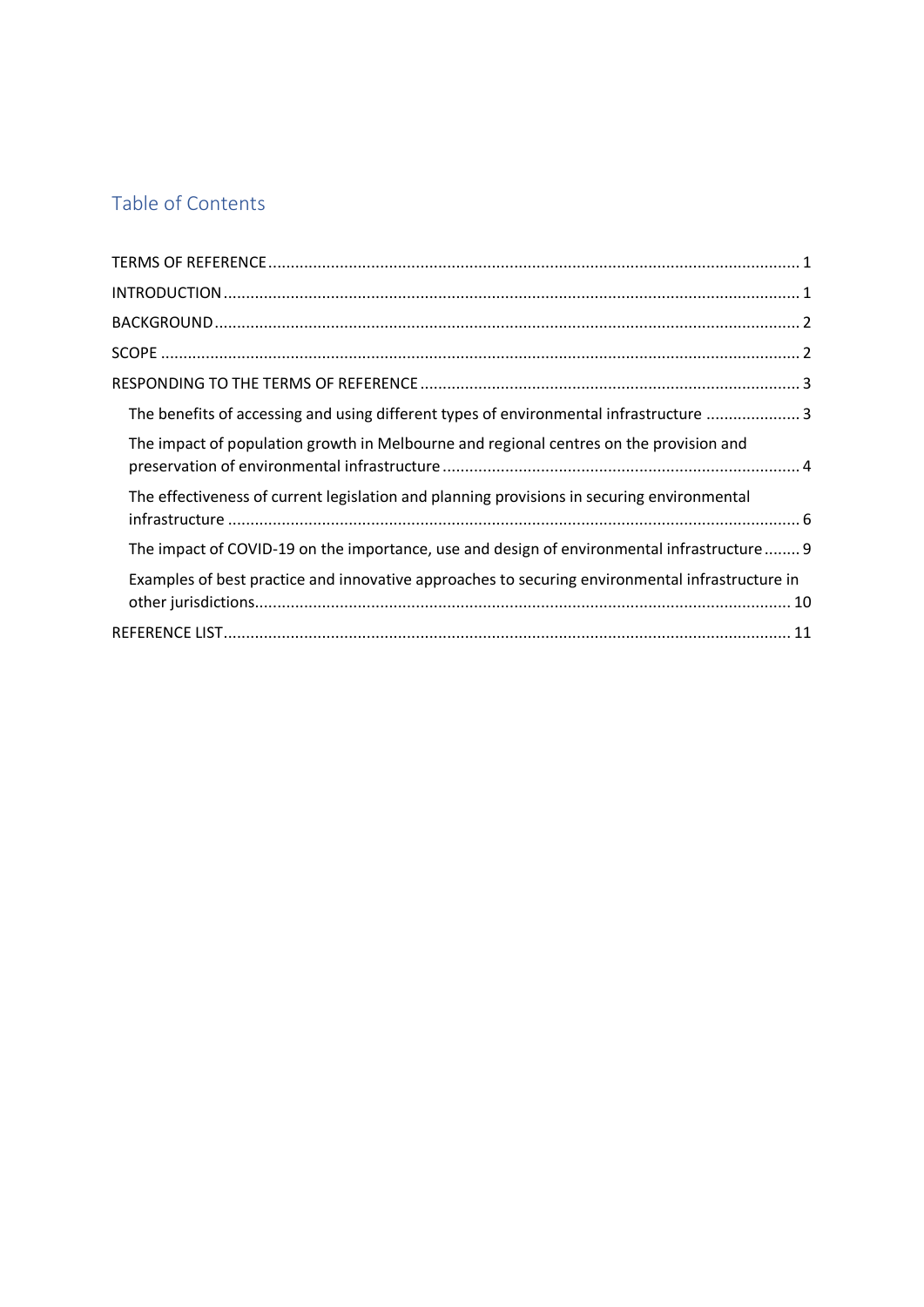# Table of Contents

TERMS OF REFERENCE ........ 1

INTRODUCTION ........ 1

BACKGROUND ........ 2

SCOPE ........ 2

RESPONDING TO THE TERMS OF REFERENCE ........ 3

- The benefits of accessing and using different types of environmental infrastructure ........ 3
- The impact of population growth in Melbourne and regional centres on the provision and preservation of environmental infrastructure ........ 4
- The effectiveness of current legislation and planning provisions in securing environmental infrastructure ........ 6
- The impact of COVID-19 on the importance, use and design of environmental infrastructure ........ 9
- Examples of best practice and innovative approaches to securing environmental infrastructure in other jurisdictions ........ 10

REFERENCE LIST ........ 11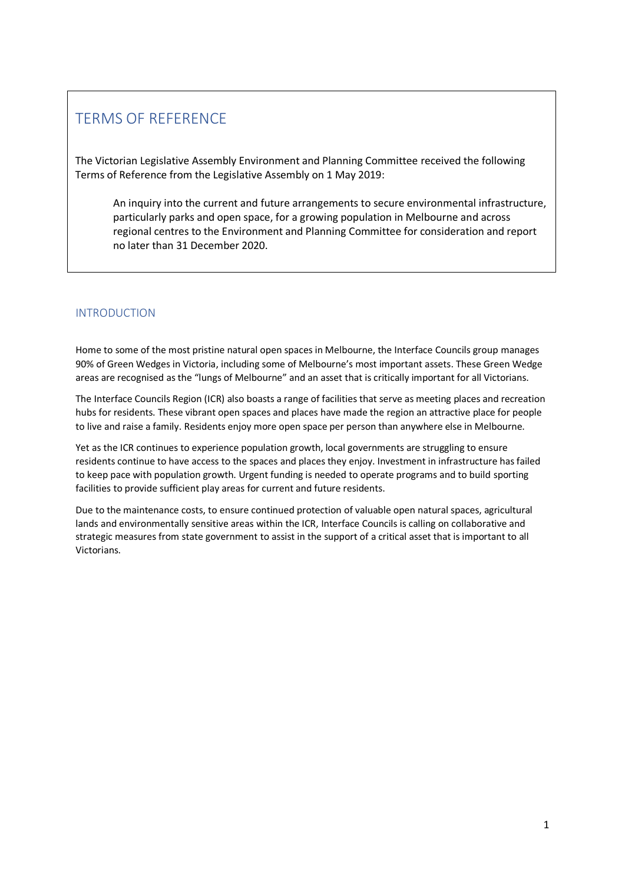## TERMS OF REFERENCE

The Victorian Legislative Assembly Environment and Planning Committee received the following Terms of Reference from the Legislative Assembly on 1 May 2019:

> An inquiry into the current and future arrangements to secure environmental infrastructure, particularly parks and open space, for a growing population in Melbourne and across regional centres to the Environment and Planning Committee for consideration and report no later than 31 December 2020.

### INTRODUCTION

Home to some of the most pristine natural open spaces in Melbourne, the Interface Councils group manages 90% of Green Wedges in Victoria, including some of Melbourne's most important assets. These Green Wedge areas are recognised as the "lungs of Melbourne" and an asset that is critically important for all Victorians.

The Interface Councils Region (ICR) also boasts a range of facilities that serve as meeting places and recreation hubs for residents. These vibrant open spaces and places have made the region an attractive place for people to live and raise a family. Residents enjoy more open space per person than anywhere else in Melbourne.

Yet as the ICR continues to experience population growth, local governments are struggling to ensure residents continue to have access to the spaces and places they enjoy. Investment in infrastructure has failed to keep pace with population growth. Urgent funding is needed to operate programs and to build sporting facilities to provide sufficient play areas for current and future residents.

Due to the maintenance costs, to ensure continued protection of valuable open natural spaces, agricultural lands and environmentally sensitive areas within the ICR, Interface Councils is calling on collaborative and strategic measures from state government to assist in the support of a critical asset that is important to all Victorians.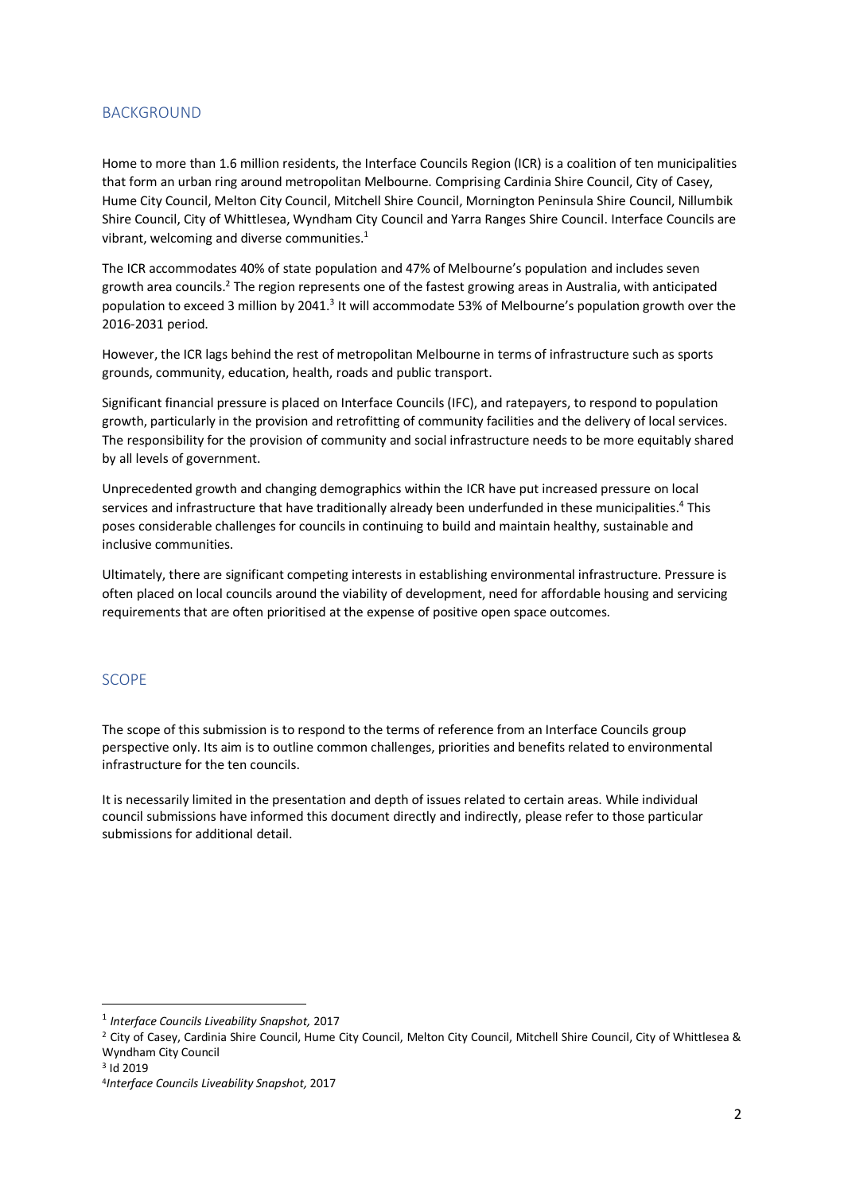## BACKGROUND

Home to more than 1.6 million residents, the Interface Councils Region (ICR) is a coalition of ten municipalities that form an urban ring around metropolitan Melbourne. Comprising Cardinia Shire Council, City of Casey, Hume City Council, Melton City Council, Mitchell Shire Council, Mornington Peninsula Shire Council, Nillumbik Shire Council, City of Whittlesea, Wyndham City Council and Yarra Ranges Shire Council. Interface Councils are vibrant, welcoming and diverse communities.[1]

The ICR accommodates 40% of state population and 47% of Melbourne's population and includes seven growth area councils.[2] The region represents one of the fastest growing areas in Australia, with anticipated population to exceed 3 million by 2041.[3] It will accommodate 53% of Melbourne's population growth over the 2016-2031 period.

However, the ICR lags behind the rest of metropolitan Melbourne in terms of infrastructure such as sports grounds, community, education, health, roads and public transport.

Significant financial pressure is placed on Interface Councils (IFC), and ratepayers, to respond to population growth, particularly in the provision and retrofitting of community facilities and the delivery of local services. The responsibility for the provision of community and social infrastructure needs to be more equitably shared by all levels of government.

Unprecedented growth and changing demographics within the ICR have put increased pressure on local services and infrastructure that have traditionally already been underfunded in these municipalities.[4] This poses considerable challenges for councils in continuing to build and maintain healthy, sustainable and inclusive communities.

Ultimately, there are significant competing interests in establishing environmental infrastructure. Pressure is often placed on local councils around the viability of development, need for affordable housing and servicing requirements that are often prioritised at the expense of positive open space outcomes.

## SCOPE

The scope of this submission is to respond to the terms of reference from an Interface Councils group perspective only. Its aim is to outline common challenges, priorities and benefits related to environmental infrastructure for the ten councils.

It is necessarily limited in the presentation and depth of issues related to certain areas. While individual council submissions have informed this document directly and indirectly, please refer to those particular submissions for additional detail.

---

[1] *Interface Councils Liveability Snapshot,* 2017

[2] City of Casey, Cardinia Shire Council, Hume City Council, Melton City Council, Mitchell Shire Council, City of Whittlesea & Wyndham City Council

[3] Id 2019

[4] *Interface Councils Liveability Snapshot,* 2017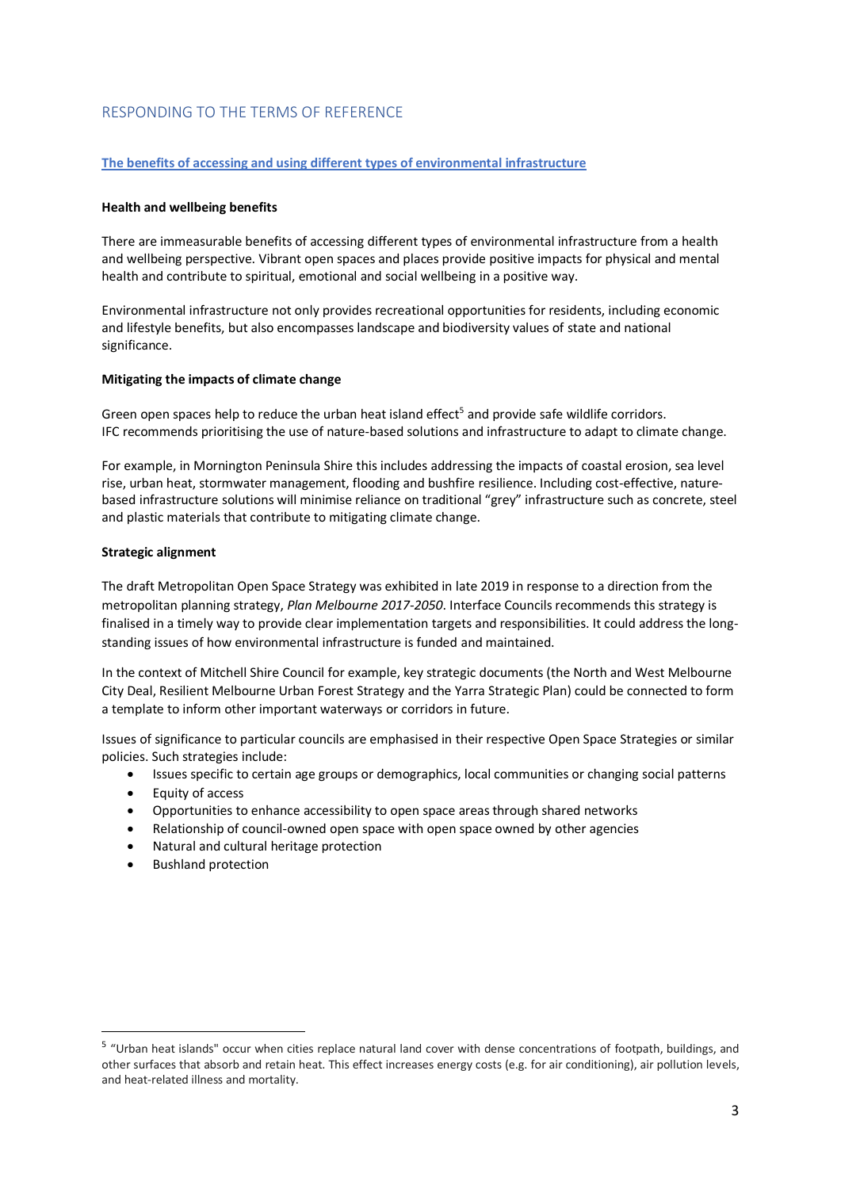## RESPONDING TO THE TERMS OF REFERENCE

### The benefits of accessing and using different types of environmental infrastructure

**Health and wellbeing benefits**

There are immeasurable benefits of accessing different types of environmental infrastructure from a health and wellbeing perspective. Vibrant open spaces and places provide positive impacts for physical and mental health and contribute to spiritual, emotional and social wellbeing in a positive way.

Environmental infrastructure not only provides recreational opportunities for residents, including economic and lifestyle benefits, but also encompasses landscape and biodiversity values of state and national significance.

**Mitigating the impacts of climate change**

Green open spaces help to reduce the urban heat island effect[5] and provide safe wildlife corridors. IFC recommends prioritising the use of nature-based solutions and infrastructure to adapt to climate change.

For example, in Mornington Peninsula Shire this includes addressing the impacts of coastal erosion, sea level rise, urban heat, stormwater management, flooding and bushfire resilience. Including cost-effective, nature-based infrastructure solutions will minimise reliance on traditional "grey" infrastructure such as concrete, steel and plastic materials that contribute to mitigating climate change.

**Strategic alignment**

The draft Metropolitan Open Space Strategy was exhibited in late 2019 in response to a direction from the metropolitan planning strategy, *Plan Melbourne 2017-2050*. Interface Councils recommends this strategy is finalised in a timely way to provide clear implementation targets and responsibilities. It could address the long-standing issues of how environmental infrastructure is funded and maintained.

In the context of Mitchell Shire Council for example, key strategic documents (the North and West Melbourne City Deal, Resilient Melbourne Urban Forest Strategy and the Yarra Strategic Plan) could be connected to form a template to inform other important waterways or corridors in future.

Issues of significance to particular councils are emphasised in their respective Open Space Strategies or similar policies. Such strategies include:

- Issues specific to certain age groups or demographics, local communities or changing social patterns
- Equity of access
- Opportunities to enhance accessibility to open space areas through shared networks
- Relationship of council-owned open space with open space owned by other agencies
- Natural and cultural heritage protection
- Bushland protection

---

[5] "Urban heat islands" occur when cities replace natural land cover with dense concentrations of footpath, buildings, and other surfaces that absorb and retain heat. This effect increases energy costs (e.g. for air conditioning), air pollution levels, and heat-related illness and mortality.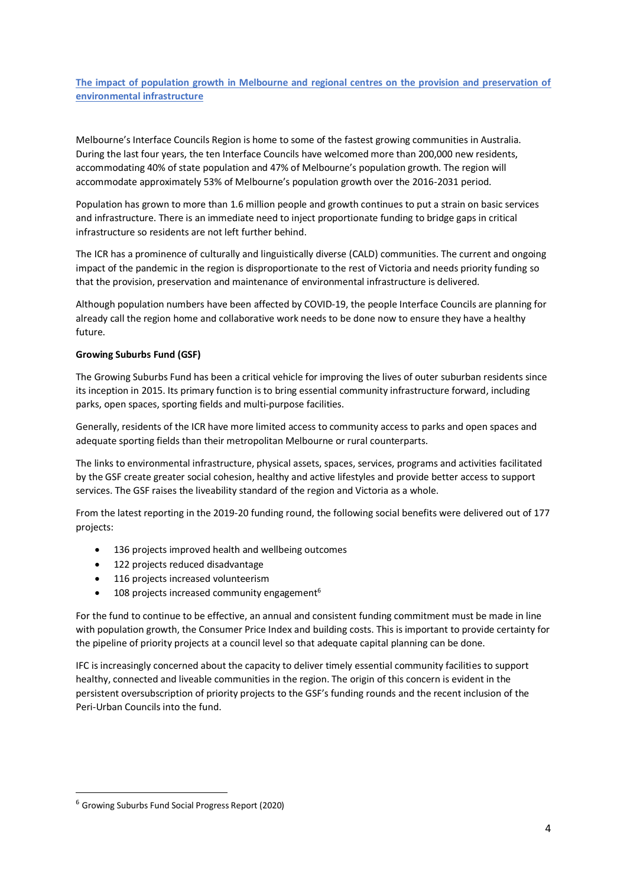## The impact of population growth in Melbourne and regional centres on the provision and preservation of environmental infrastructure

Melbourne's Interface Councils Region is home to some of the fastest growing communities in Australia. During the last four years, the ten Interface Councils have welcomed more than 200,000 new residents, accommodating 40% of state population and 47% of Melbourne's population growth. The region will accommodate approximately 53% of Melbourne's population growth over the 2016-2031 period.

Population has grown to more than 1.6 million people and growth continues to put a strain on basic services and infrastructure. There is an immediate need to inject proportionate funding to bridge gaps in critical infrastructure so residents are not left further behind.

The ICR has a prominence of culturally and linguistically diverse (CALD) communities. The current and ongoing impact of the pandemic in the region is disproportionate to the rest of Victoria and needs priority funding so that the provision, preservation and maintenance of environmental infrastructure is delivered.

Although population numbers have been affected by COVID-19, the people Interface Councils are planning for already call the region home and collaborative work needs to be done now to ensure they have a healthy future.

**Growing Suburbs Fund (GSF)**

The Growing Suburbs Fund has been a critical vehicle for improving the lives of outer suburban residents since its inception in 2015. Its primary function is to bring essential community infrastructure forward, including parks, open spaces, sporting fields and multi-purpose facilities.

Generally, residents of the ICR have more limited access to community access to parks and open spaces and adequate sporting fields than their metropolitan Melbourne or rural counterparts.

The links to environmental infrastructure, physical assets, spaces, services, programs and activities facilitated by the GSF create greater social cohesion, healthy and active lifestyles and provide better access to support services. The GSF raises the liveability standard of the region and Victoria as a whole.

From the latest reporting in the 2019-20 funding round, the following social benefits were delivered out of 177 projects:

- 136 projects improved health and wellbeing outcomes
- 122 projects reduced disadvantage
- 116 projects increased volunteerism
- 108 projects increased community engagement[6]

For the fund to continue to be effective, an annual and consistent funding commitment must be made in line with population growth, the Consumer Price Index and building costs. This is important to provide certainty for the pipeline of priority projects at a council level so that adequate capital planning can be done.

IFC is increasingly concerned about the capacity to deliver timely essential community facilities to support healthy, connected and liveable communities in the region. The origin of this concern is evident in the persistent oversubscription of priority projects to the GSF's funding rounds and the recent inclusion of the Peri-Urban Councils into the fund.

[6] Growing Suburbs Fund Social Progress Report (2020)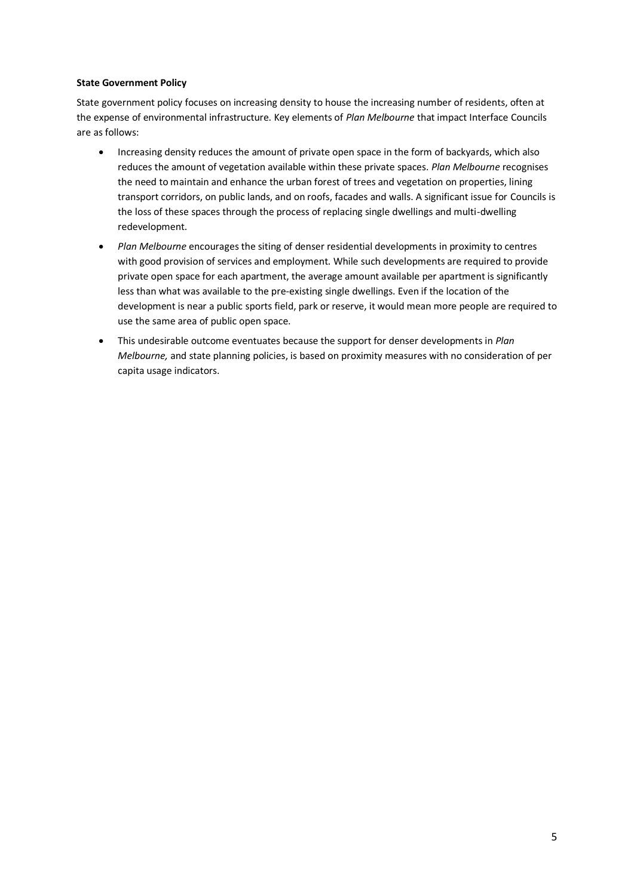**State Government Policy**

State government policy focuses on increasing density to house the increasing number of residents, often at the expense of environmental infrastructure. Key elements of *Plan Melbourne* that impact Interface Councils are as follows:

- Increasing density reduces the amount of private open space in the form of backyards, which also reduces the amount of vegetation available within these private spaces. *Plan Melbourne* recognises the need to maintain and enhance the urban forest of trees and vegetation on properties, lining transport corridors, on public lands, and on roofs, facades and walls. A significant issue for Councils is the loss of these spaces through the process of replacing single dwellings and multi-dwelling redevelopment.
- *Plan Melbourne* encourages the siting of denser residential developments in proximity to centres with good provision of services and employment. While such developments are required to provide private open space for each apartment, the average amount available per apartment is significantly less than what was available to the pre-existing single dwellings. Even if the location of the development is near a public sports field, park or reserve, it would mean more people are required to use the same area of public open space.
- This undesirable outcome eventuates because the support for denser developments in *Plan Melbourne,* and state planning policies, is based on proximity measures with no consideration of per capita usage indicators.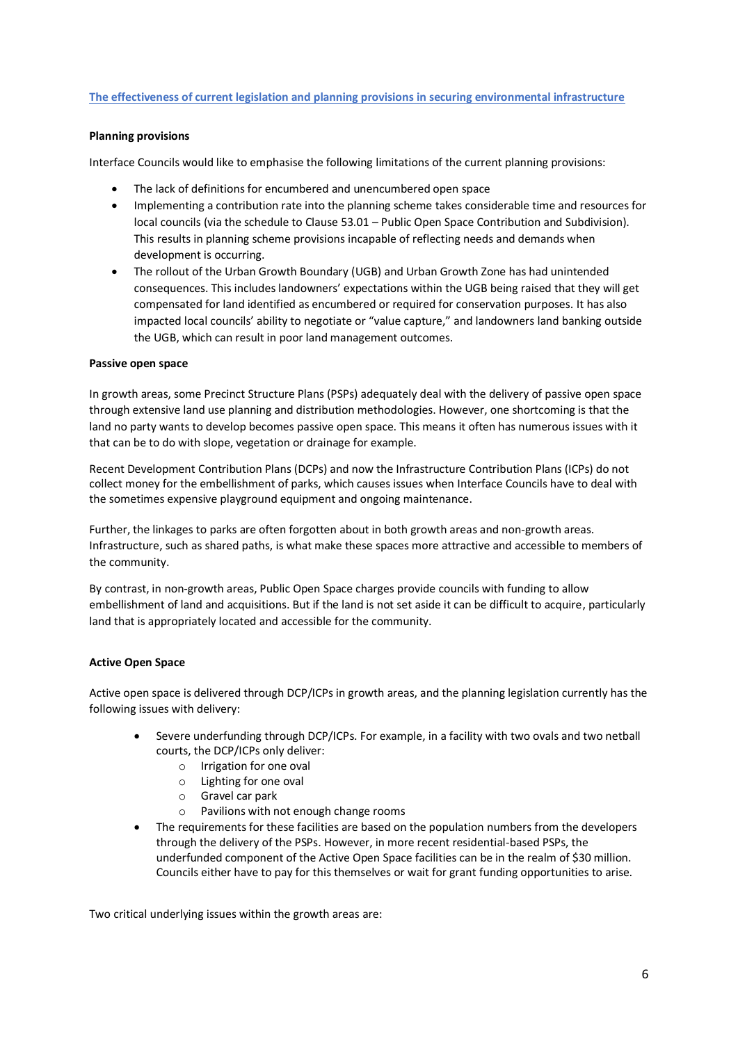## The effectiveness of current legislation and planning provisions in securing environmental infrastructure

**Planning provisions**

Interface Councils would like to emphasise the following limitations of the current planning provisions:

- The lack of definitions for encumbered and unencumbered open space
- Implementing a contribution rate into the planning scheme takes considerable time and resources for local councils (via the schedule to Clause 53.01 – Public Open Space Contribution and Subdivision). This results in planning scheme provisions incapable of reflecting needs and demands when development is occurring.
- The rollout of the Urban Growth Boundary (UGB) and Urban Growth Zone has had unintended consequences. This includes landowners' expectations within the UGB being raised that they will get compensated for land identified as encumbered or required for conservation purposes. It has also impacted local councils' ability to negotiate or "value capture," and landowners land banking outside the UGB, which can result in poor land management outcomes.

**Passive open space**

In growth areas, some Precinct Structure Plans (PSPs) adequately deal with the delivery of passive open space through extensive land use planning and distribution methodologies. However, one shortcoming is that the land no party wants to develop becomes passive open space. This means it often has numerous issues with it that can be to do with slope, vegetation or drainage for example.

Recent Development Contribution Plans (DCPs) and now the Infrastructure Contribution Plans (ICPs) do not collect money for the embellishment of parks, which causes issues when Interface Councils have to deal with the sometimes expensive playground equipment and ongoing maintenance.

Further, the linkages to parks are often forgotten about in both growth areas and non-growth areas. Infrastructure, such as shared paths, is what make these spaces more attractive and accessible to members of the community.

By contrast, in non-growth areas, Public Open Space charges provide councils with funding to allow embellishment of land and acquisitions. But if the land is not set aside it can be difficult to acquire, particularly land that is appropriately located and accessible for the community.

**Active Open Space**

Active open space is delivered through DCP/ICPs in growth areas, and the planning legislation currently has the following issues with delivery:

- Severe underfunding through DCP/ICPs. For example, in a facility with two ovals and two netball courts, the DCP/ICPs only deliver:
    - Irrigation for one oval
    - Lighting for one oval
    - Gravel car park
    - Pavilions with not enough change rooms
- The requirements for these facilities are based on the population numbers from the developers through the delivery of the PSPs. However, in more recent residential-based PSPs, the underfunded component of the Active Open Space facilities can be in the realm of $30 million. Councils either have to pay for this themselves or wait for grant funding opportunities to arise.

Two critical underlying issues within the growth areas are: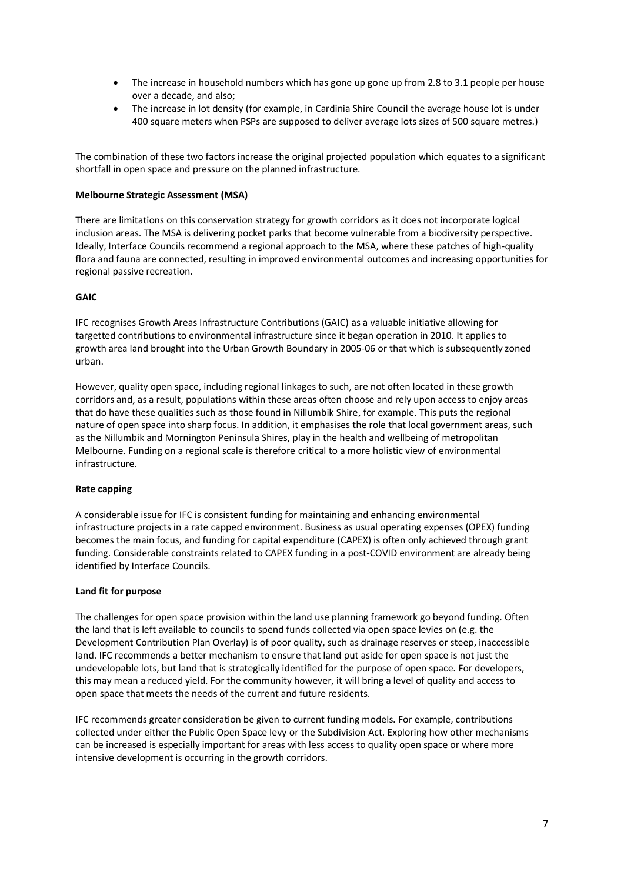- The increase in household numbers which has gone up gone up from 2.8 to 3.1 people per house over a decade, and also;
- The increase in lot density (for example, in Cardinia Shire Council the average house lot is under 400 square meters when PSPs are supposed to deliver average lots sizes of 500 square metres.)

The combination of these two factors increase the original projected population which equates to a significant shortfall in open space and pressure on the planned infrastructure.

**Melbourne Strategic Assessment (MSA)**

There are limitations on this conservation strategy for growth corridors as it does not incorporate logical inclusion areas. The MSA is delivering pocket parks that become vulnerable from a biodiversity perspective. Ideally, Interface Councils recommend a regional approach to the MSA, where these patches of high-quality flora and fauna are connected, resulting in improved environmental outcomes and increasing opportunities for regional passive recreation.

**GAIC**

IFC recognises Growth Areas Infrastructure Contributions (GAIC) as a valuable initiative allowing for targetted contributions to environmental infrastructure since it began operation in 2010. It applies to growth area land brought into the Urban Growth Boundary in 2005-06 or that which is subsequently zoned urban.

However, quality open space, including regional linkages to such, are not often located in these growth corridors and, as a result, populations within these areas often choose and rely upon access to enjoy areas that do have these qualities such as those found in Nillumbik Shire, for example. This puts the regional nature of open space into sharp focus. In addition, it emphasises the role that local government areas, such as the Nillumbik and Mornington Peninsula Shires, play in the health and wellbeing of metropolitan Melbourne. Funding on a regional scale is therefore critical to a more holistic view of environmental infrastructure.

**Rate capping**

A considerable issue for IFC is consistent funding for maintaining and enhancing environmental infrastructure projects in a rate capped environment. Business as usual operating expenses (OPEX) funding becomes the main focus, and funding for capital expenditure (CAPEX) is often only achieved through grant funding. Considerable constraints related to CAPEX funding in a post-COVID environment are already being identified by Interface Councils.

**Land fit for purpose**

The challenges for open space provision within the land use planning framework go beyond funding. Often the land that is left available to councils to spend funds collected via open space levies on (e.g. the Development Contribution Plan Overlay) is of poor quality, such as drainage reserves or steep, inaccessible land. IFC recommends a better mechanism to ensure that land put aside for open space is not just the undevelopable lots, but land that is strategically identified for the purpose of open space. For developers, this may mean a reduced yield. For the community however, it will bring a level of quality and access to open space that meets the needs of the current and future residents.

IFC recommends greater consideration be given to current funding models. For example, contributions collected under either the Public Open Space levy or the Subdivision Act. Exploring how other mechanisms can be increased is especially important for areas with less access to quality open space or where more intensive development is occurring in the growth corridors.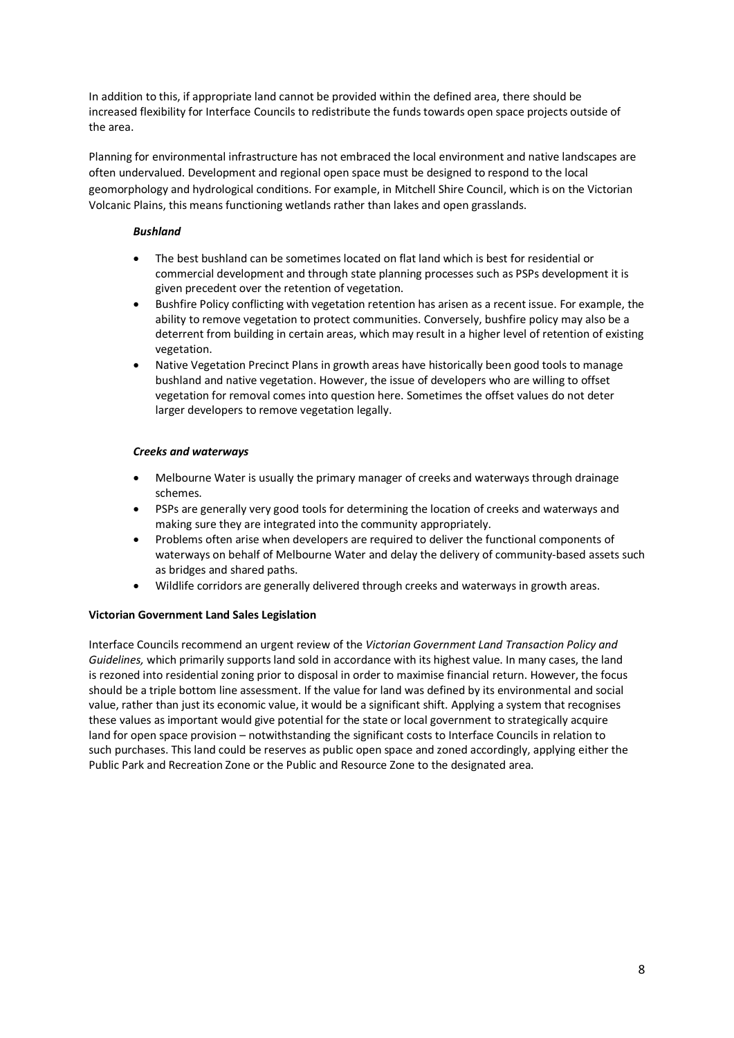In addition to this, if appropriate land cannot be provided within the defined area, there should be increased flexibility for Interface Councils to redistribute the funds towards open space projects outside of the area.

Planning for environmental infrastructure has not embraced the local environment and native landscapes are often undervalued. Development and regional open space must be designed to respond to the local geomorphology and hydrological conditions. For example, in Mitchell Shire Council, which is on the Victorian Volcanic Plains, this means functioning wetlands rather than lakes and open grasslands.

***Bushland***

- The best bushland can be sometimes located on flat land which is best for residential or commercial development and through state planning processes such as PSPs development it is given precedent over the retention of vegetation.
- Bushfire Policy conflicting with vegetation retention has arisen as a recent issue. For example, the ability to remove vegetation to protect communities. Conversely, bushfire policy may also be a deterrent from building in certain areas, which may result in a higher level of retention of existing vegetation.
- Native Vegetation Precinct Plans in growth areas have historically been good tools to manage bushland and native vegetation. However, the issue of developers who are willing to offset vegetation for removal comes into question here. Sometimes the offset values do not deter larger developers to remove vegetation legally.

***Creeks and waterways***

- Melbourne Water is usually the primary manager of creeks and waterways through drainage schemes.
- PSPs are generally very good tools for determining the location of creeks and waterways and making sure they are integrated into the community appropriately.
- Problems often arise when developers are required to deliver the functional components of waterways on behalf of Melbourne Water and delay the delivery of community-based assets such as bridges and shared paths.
- Wildlife corridors are generally delivered through creeks and waterways in growth areas.

**Victorian Government Land Sales Legislation**

Interface Councils recommend an urgent review of the *Victorian Government Land Transaction Policy and Guidelines,* which primarily supports land sold in accordance with its highest value. In many cases, the land is rezoned into residential zoning prior to disposal in order to maximise financial return. However, the focus should be a triple bottom line assessment. If the value for land was defined by its environmental and social value, rather than just its economic value, it would be a significant shift. Applying a system that recognises these values as important would give potential for the state or local government to strategically acquire land for open space provision – notwithstanding the significant costs to Interface Councils in relation to such purchases. This land could be reserves as public open space and zoned accordingly, applying either the Public Park and Recreation Zone or the Public and Resource Zone to the designated area.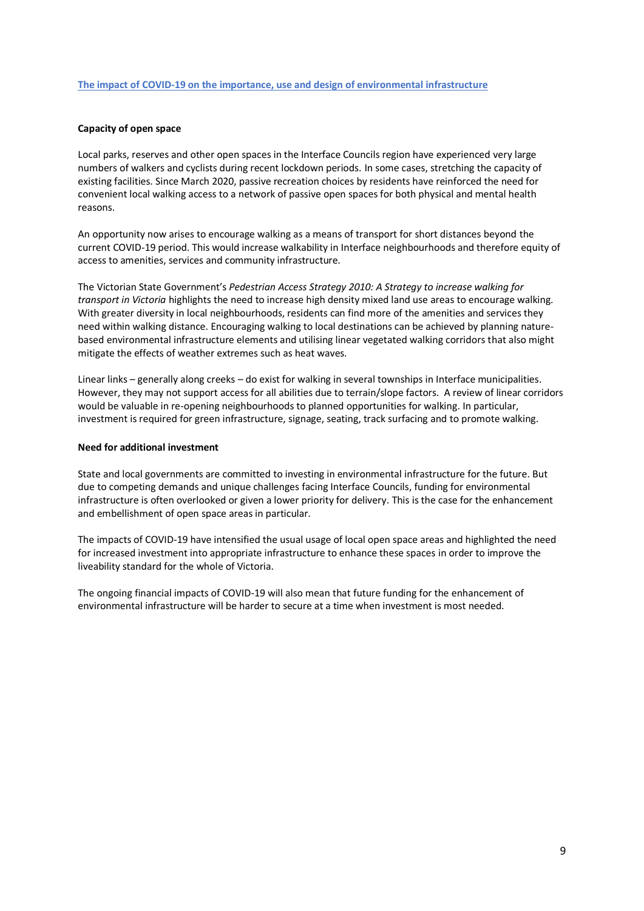## The impact of COVID-19 on the importance, use and design of environmental infrastructure

**Capacity of open space**

Local parks, reserves and other open spaces in the Interface Councils region have experienced very large numbers of walkers and cyclists during recent lockdown periods. In some cases, stretching the capacity of existing facilities. Since March 2020, passive recreation choices by residents have reinforced the need for convenient local walking access to a network of passive open spaces for both physical and mental health reasons.

An opportunity now arises to encourage walking as a means of transport for short distances beyond the current COVID-19 period. This would increase walkability in Interface neighbourhoods and therefore equity of access to amenities, services and community infrastructure.

The Victorian State Government's *Pedestrian Access Strategy 2010: A Strategy to increase walking for transport in Victoria* highlights the need to increase high density mixed land use areas to encourage walking. With greater diversity in local neighbourhoods, residents can find more of the amenities and services they need within walking distance. Encouraging walking to local destinations can be achieved by planning nature-based environmental infrastructure elements and utilising linear vegetated walking corridors that also might mitigate the effects of weather extremes such as heat waves.

Linear links – generally along creeks – do exist for walking in several townships in Interface municipalities. However, they may not support access for all abilities due to terrain/slope factors. A review of linear corridors would be valuable in re-opening neighbourhoods to planned opportunities for walking. In particular, investment is required for green infrastructure, signage, seating, track surfacing and to promote walking.

**Need for additional investment**

State and local governments are committed to investing in environmental infrastructure for the future. But due to competing demands and unique challenges facing Interface Councils, funding for environmental infrastructure is often overlooked or given a lower priority for delivery. This is the case for the enhancement and embellishment of open space areas in particular.

The impacts of COVID-19 have intensified the usual usage of local open space areas and highlighted the need for increased investment into appropriate infrastructure to enhance these spaces in order to improve the liveability standard for the whole of Victoria.

The ongoing financial impacts of COVID-19 will also mean that future funding for the enhancement of environmental infrastructure will be harder to secure at a time when investment is most needed.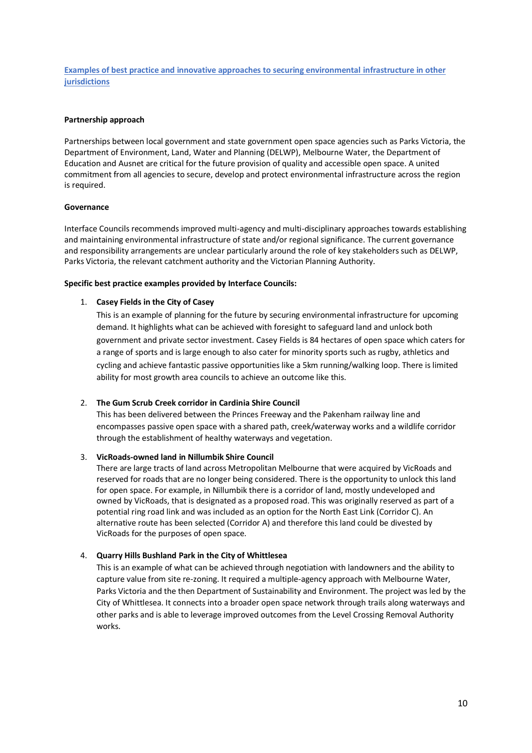## Examples of best practice and innovative approaches to securing environmental infrastructure in other jurisdictions

**Partnership approach**

Partnerships between local government and state government open space agencies such as Parks Victoria, the Department of Environment, Land, Water and Planning (DELWP), Melbourne Water, the Department of Education and Ausnet are critical for the future provision of quality and accessible open space. A united commitment from all agencies to secure, develop and protect environmental infrastructure across the region is required.

**Governance**

Interface Councils recommends improved multi-agency and multi-disciplinary approaches towards establishing and maintaining environmental infrastructure of state and/or regional significance. The current governance and responsibility arrangements are unclear particularly around the role of key stakeholders such as DELWP, Parks Victoria, the relevant catchment authority and the Victorian Planning Authority.

**Specific best practice examples provided by Interface Councils:**

1. **Casey Fields in the City of Casey**
   This is an example of planning for the future by securing environmental infrastructure for upcoming demand. It highlights what can be achieved with foresight to safeguard land and unlock both government and private sector investment. Casey Fields is 84 hectares of open space which caters for a range of sports and is large enough to also cater for minority sports such as rugby, athletics and cycling and achieve fantastic passive opportunities like a 5km running/walking loop. There is limited ability for most growth area councils to achieve an outcome like this.

2. **The Gum Scrub Creek corridor in Cardinia Shire Council**
   This has been delivered between the Princes Freeway and the Pakenham railway line and encompasses passive open space with a shared path, creek/waterway works and a wildlife corridor through the establishment of healthy waterways and vegetation.

3. **VicRoads-owned land in Nillumbik Shire Council**
   There are large tracts of land across Metropolitan Melbourne that were acquired by VicRoads and reserved for roads that are no longer being considered. There is the opportunity to unlock this land for open space. For example, in Nillumbik there is a corridor of land, mostly undeveloped and owned by VicRoads, that is designated as a proposed road. This was originally reserved as part of a potential ring road link and was included as an option for the North East Link (Corridor C). An alternative route has been selected (Corridor A) and therefore this land could be divested by VicRoads for the purposes of open space.

4. **Quarry Hills Bushland Park in the City of Whittlesea**
   This is an example of what can be achieved through negotiation with landowners and the ability to capture value from site re-zoning. It required a multiple-agency approach with Melbourne Water, Parks Victoria and the then Department of Sustainability and Environment. The project was led by the City of Whittlesea. It connects into a broader open space network through trails along waterways and other parks and is able to leverage improved outcomes from the Level Crossing Removal Authority works.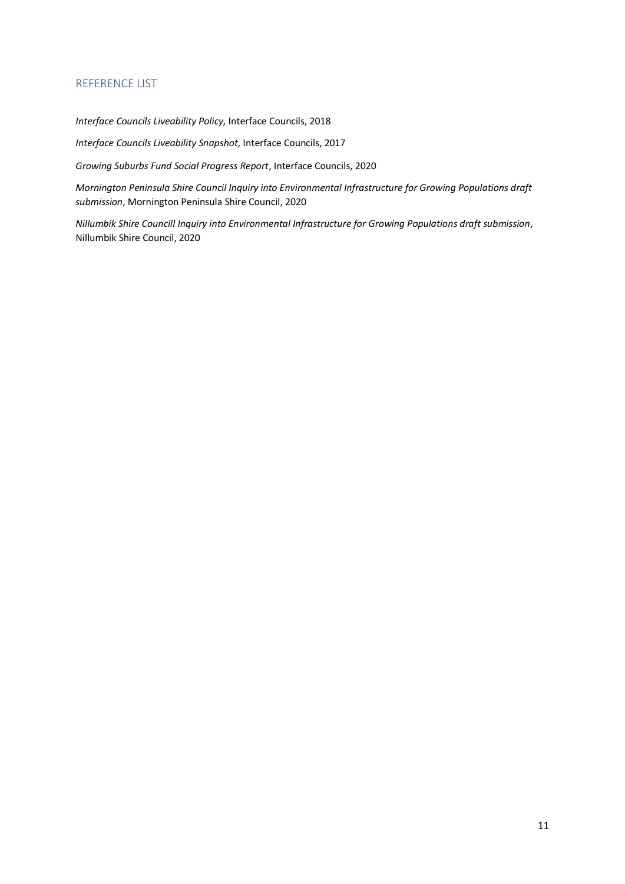## REFERENCE LIST

*Interface Councils Liveability Policy,* Interface Councils, 2018

*Interface Councils Liveability Snapshot,* Interface Councils, 2017

*Growing Suburbs Fund Social Progress Report*, Interface Councils, 2020

*Mornington Peninsula Shire Council Inquiry into Environmental Infrastructure for Growing Populations draft submission*, Mornington Peninsula Shire Council, 2020

*Nillumbik Shire Councill Inquiry into Environmental Infrastructure for Growing Populations draft submission*, Nillumbik Shire Council, 2020